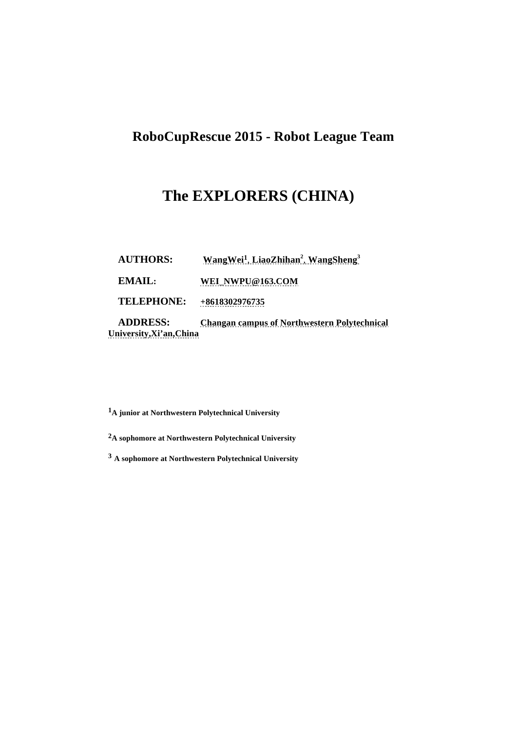# RoboCupRescue 2015 - Robot League Team

# The EXPLORERS (CHINA)

**AUTHORS:** WangWei[1], LiaoZhihan[2], WangSheng[3]

**EMAIL:** WEI_NWPU@163.COM

**TELEPHONE:** +8618302976735

**ADDRESS:** Changan campus of Northwestern Polytechnical University,Xi'an,China

[1]A junior at Northwestern Polytechnical University

[2]A sophomore at Northwestern Polytechnical University

[3] A sophomore at Northwestern Polytechnical University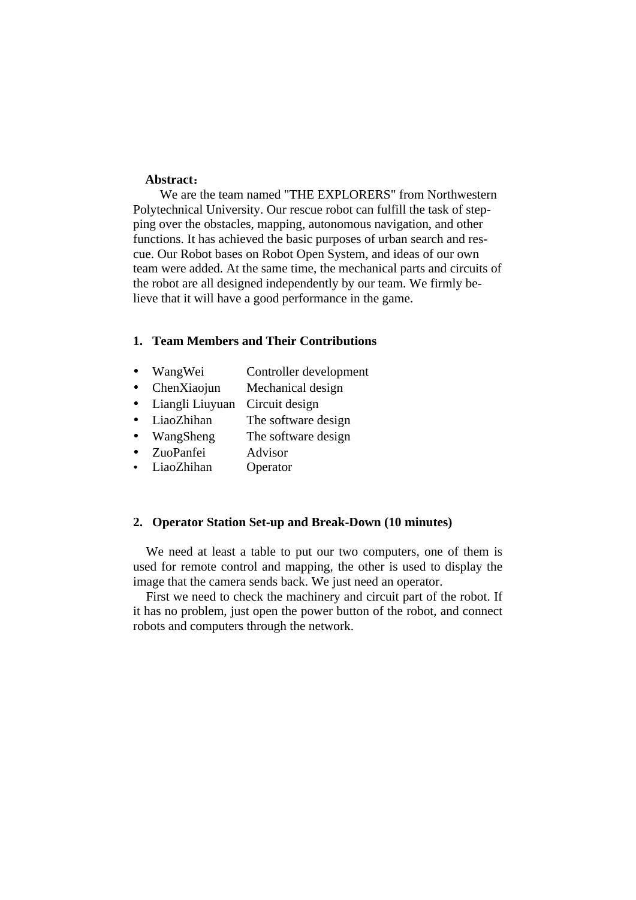**Abstract：**

We are the team named "THE EXPLORERS" from Northwestern Polytechnical University. Our rescue robot can fulfill the task of stepping over the obstacles, mapping, autonomous navigation, and other functions. It has achieved the basic purposes of urban search and rescue. Our Robot bases on Robot Open System, and ideas of our own team were added. At the same time, the mechanical parts and circuits of the robot are all designed independently by our team. We firmly believe that it will have a good performance in the game.

## 1. Team Members and Their Contributions

- WangWei Controller development
- ChenXiaojun Mechanical design
- Liangli Liuyuan Circuit design
- LiaoZhihan The software design
- WangSheng The software design
- ZuoPanfei Advisor
- LiaoZhihan Operator

## 2. Operator Station Set-up and Break-Down (10 minutes)

We need at least a table to put our two computers, one of them is used for remote control and mapping, the other is used to display the image that the camera sends back. We just need an operator.

First we need to check the machinery and circuit part of the robot. If it has no problem, just open the power button of the robot, and connect robots and computers through the network.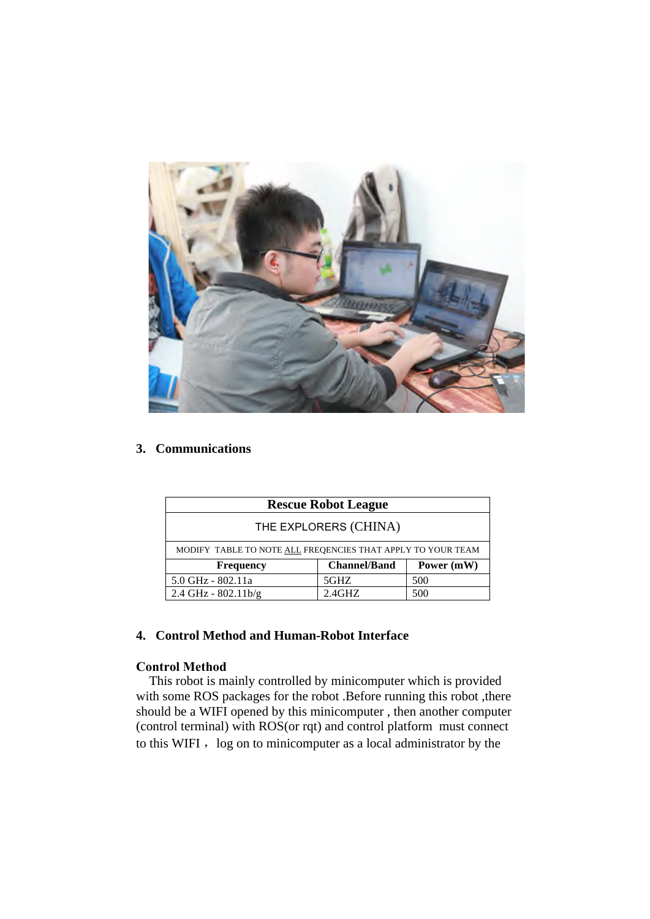## 3. Communications

| Rescue Robot League | | |
|---|---|---|
| THE EXPLORERS (CHINA) | | |
| MODIFY TABLE TO NOTE ALL FREQENCIES THAT APPLY TO YOUR TEAM | | |
| **Frequency** | **Channel/Band** | **Power (mW)** |
| 5.0 GHz - 802.11a | 5GHZ | 500 |
| 2.4 GHz - 802.11b/g | 2.4GHZ | 500 |

## 4. Control Method and Human-Robot Interface

### Control Method

This robot is mainly controlled by minicomputer which is provided with some ROS packages for the robot .Before running this robot ,there should be a WIFI opened by this minicomputer , then another computer (control terminal) with ROS(or rqt) and control platform must connect to this WIFI， log on to minicomputer as a local administrator by the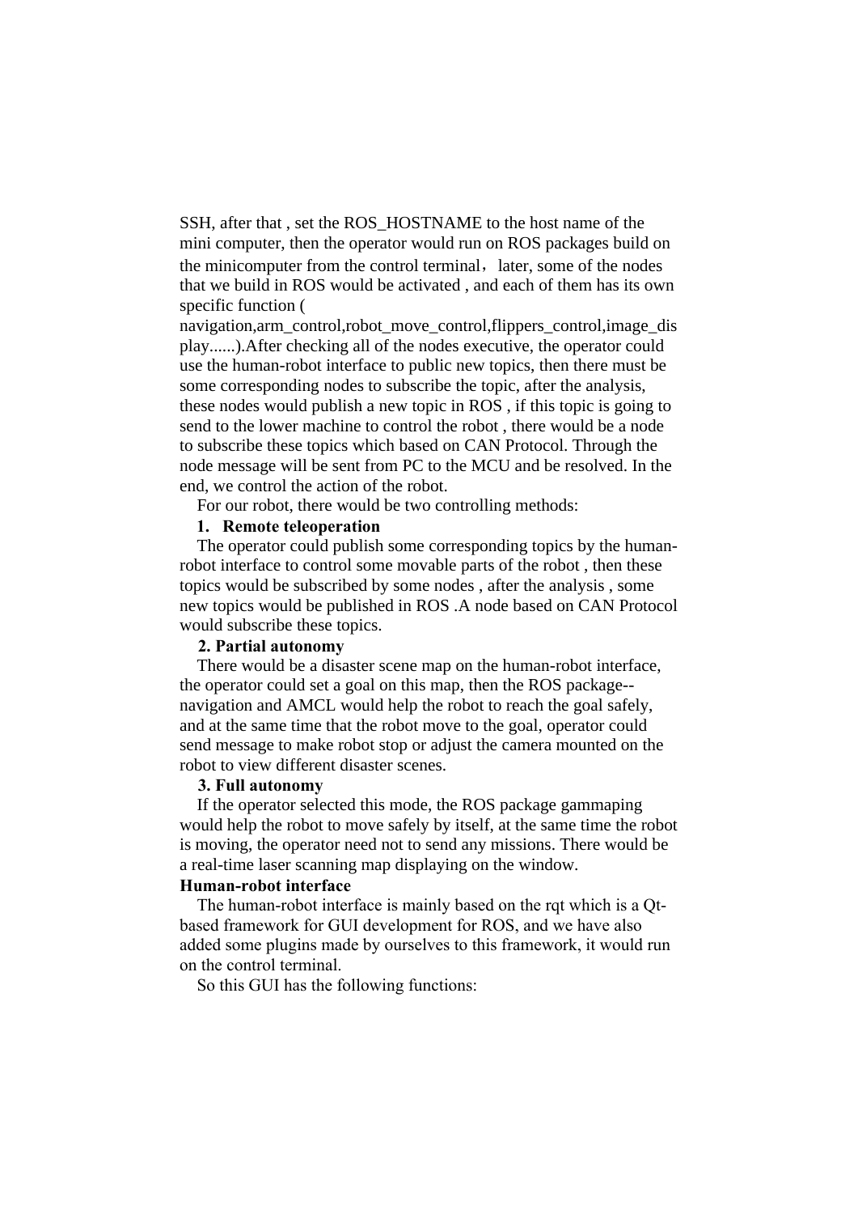SSH, after that , set the ROS_HOSTNAME to the host name of the mini computer, then the operator would run on ROS packages build on the minicomputer from the control terminal，later, some of the nodes that we build in ROS would be activated , and each of them has its own specific function ( navigation,arm_control,robot_move_control,flippers_control,image_display......).After checking all of the nodes executive, the operator could use the human-robot interface to public new topics, then there must be some corresponding nodes to subscribe the topic, after the analysis, these nodes would publish a new topic in ROS , if this topic is going to send to the lower machine to control the robot , there would be a node to subscribe these topics which based on CAN Protocol. Through the node message will be sent from PC to the MCU and be resolved. In the end, we control the action of the robot.

For our robot, there would be two controlling methods:

**1. Remote teleoperation**

The operator could publish some corresponding topics by the human-robot interface to control some movable parts of the robot , then these topics would be subscribed by some nodes , after the analysis , some new topics would be published in ROS .A node based on CAN Protocol would subscribe these topics.

**2. Partial autonomy**

There would be a disaster scene map on the human-robot interface, the operator could set a goal on this map, then the ROS package--navigation and AMCL would help the robot to reach the goal safely, and at the same time that the robot move to the goal, operator could send message to make robot stop or adjust the camera mounted on the robot to view different disaster scenes.

**3. Full autonomy**

If the operator selected this mode, the ROS package gammaping would help the robot to move safely by itself, at the same time the robot is moving, the operator need not to send any missions. There would be a real-time laser scanning map displaying on the window.

**Human-robot interface**

The human-robot interface is mainly based on the rqt which is a Qt-based framework for GUI development for ROS, and we have also added some plugins made by ourselves to this framework, it would run on the control terminal.

So this GUI has the following functions: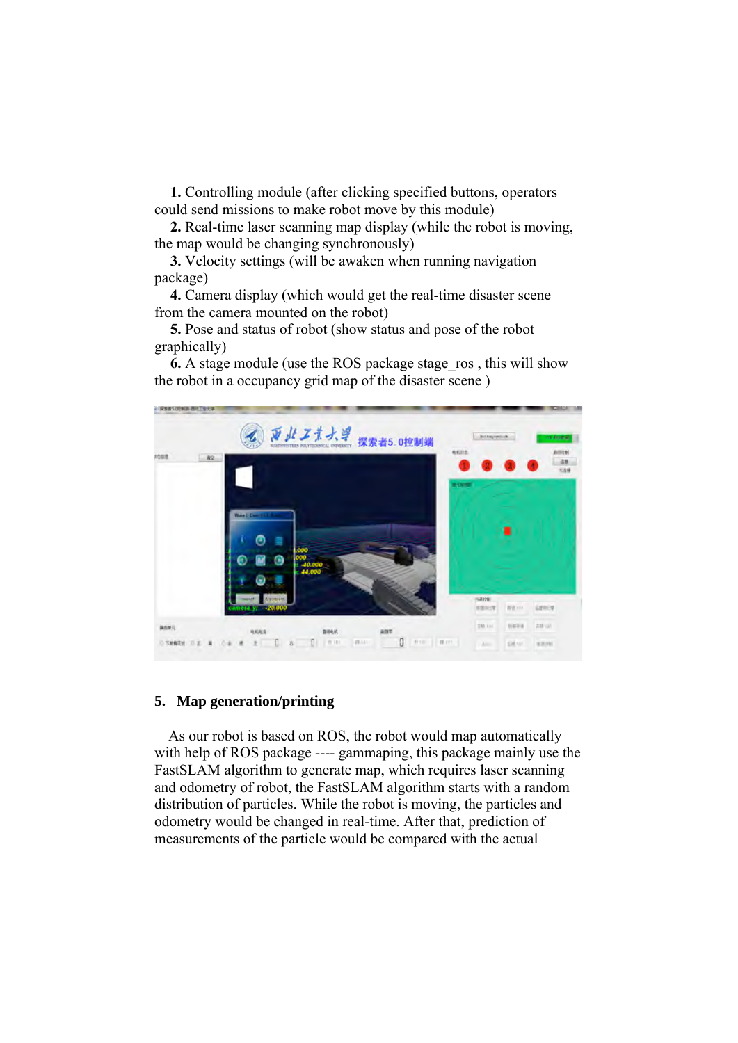**1.** Controlling module (after clicking specified buttons, operators could send missions to make robot move by this module)

**2.** Real-time laser scanning map display (while the robot is moving, the map would be changing synchronously)

**3.** Velocity settings (will be awaken when running navigation package)

**4.** Camera display (which would get the real-time disaster scene from the camera mounted on the robot)

**5.** Pose and status of robot (show status and pose of the robot graphically)

**6.** A stage module (use the ROS package stage_ros , this will show the robot in a occupancy grid map of the disaster scene )

## 5. Map generation/printing

As our robot is based on ROS, the robot would map automatically with help of ROS package ---- gammaping, this package mainly use the FastSLAM algorithm to generate map, which requires laser scanning and odometry of robot, the FastSLAM algorithm starts with a random distribution of particles. While the robot is moving, the particles and odometry would be changed in real-time. After that, prediction of measurements of the particle would be compared with the actual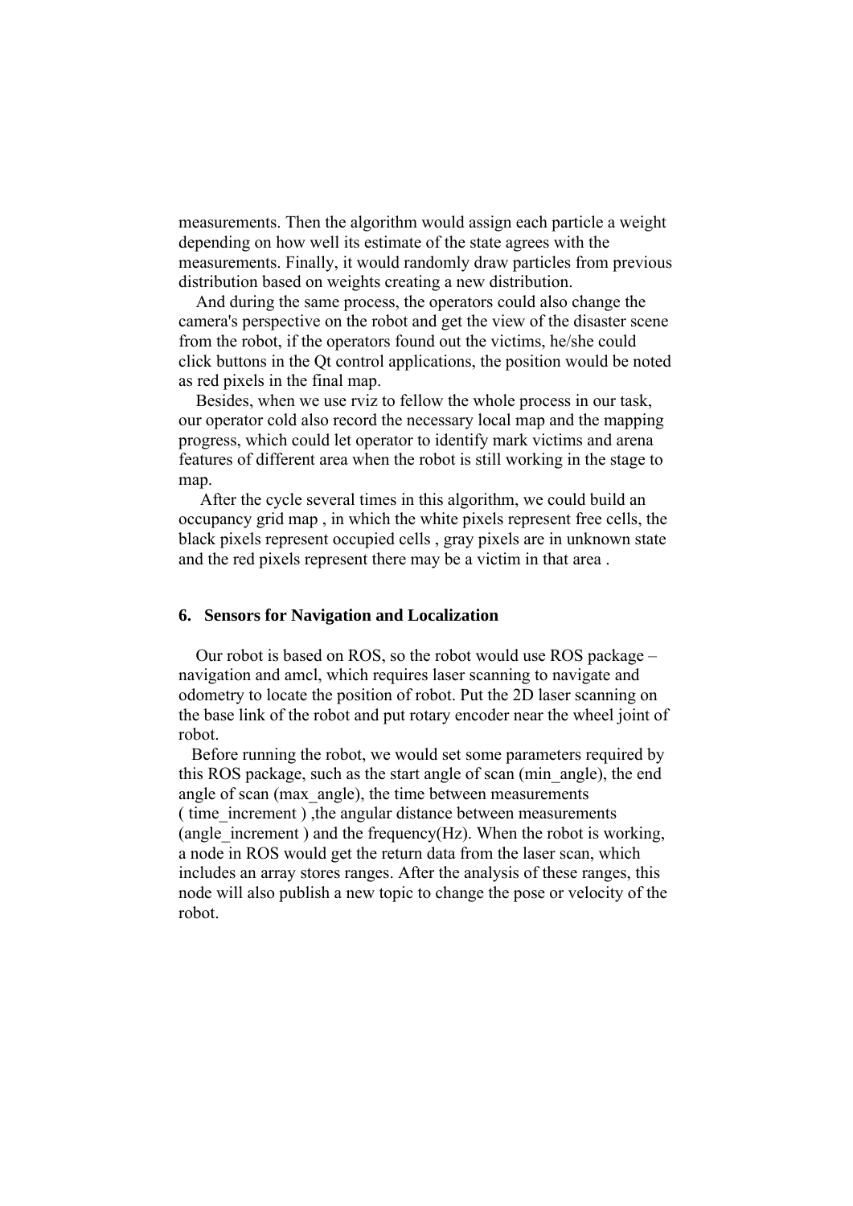measurements. Then the algorithm would assign each particle a weight depending on how well its estimate of the state agrees with the measurements. Finally, it would randomly draw particles from previous distribution based on weights creating a new distribution.

And during the same process, the operators could also change the camera's perspective on the robot and get the view of the disaster scene from the robot, if the operators found out the victims, he/she could click buttons in the Qt control applications, the position would be noted as red pixels in the final map.

Besides, when we use rviz to fellow the whole process in our task, our operator cold also record the necessary local map and the mapping progress, which could let operator to identify mark victims and arena features of different area when the robot is still working in the stage to map.

After the cycle several times in this algorithm, we could build an occupancy grid map , in which the white pixels represent free cells, the black pixels represent occupied cells , gray pixels are in unknown state and the red pixels represent there may be a victim in that area .

## 6. Sensors for Navigation and Localization

Our robot is based on ROS, so the robot would use ROS package – navigation and amcl, which requires laser scanning to navigate and odometry to locate the position of robot. Put the 2D laser scanning on the base link of the robot and put rotary encoder near the wheel joint of robot.

Before running the robot, we would set some parameters required by this ROS package, such as the start angle of scan (min_angle), the end angle of scan (max_angle), the time between measurements ( time_increment ) ,the angular distance between measurements (angle_increment ) and the frequency(Hz). When the robot is working, a node in ROS would get the return data from the laser scan, which includes an array stores ranges. After the analysis of these ranges, this node will also publish a new topic to change the pose or velocity of the robot.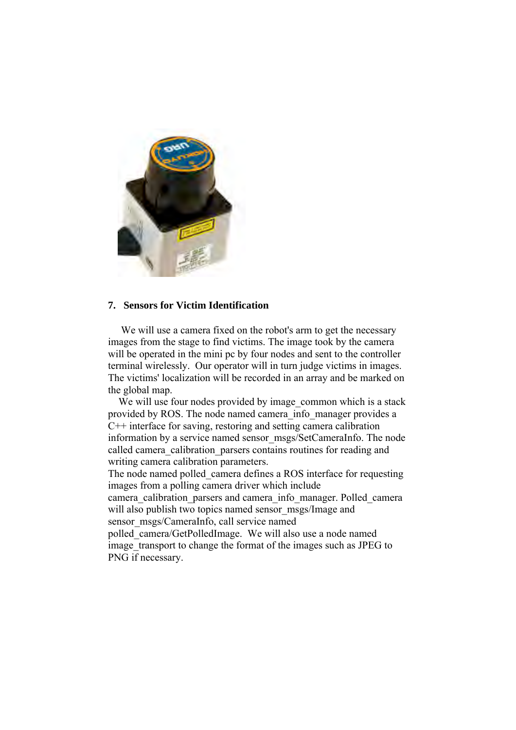## 7. Sensors for Victim Identification

We will use a camera fixed on the robot's arm to get the necessary images from the stage to find victims. The image took by the camera will be operated in the mini pc by four nodes and sent to the controller terminal wirelessly. Our operator will in turn judge victims in images. The victims' localization will be recorded in an array and be marked on the global map.

We will use four nodes provided by image_common which is a stack provided by ROS. The node named camera_info_manager provides a C++ interface for saving, restoring and setting camera calibration information by a service named sensor_msgs/SetCameraInfo. The node called camera_calibration_parsers contains routines for reading and writing camera calibration parameters.

The node named polled_camera defines a ROS interface for requesting images from a polling camera driver which include camera_calibration_parsers and camera_info_manager. Polled_camera will also publish two topics named sensor_msgs/Image and sensor_msgs/CameraInfo, call service named polled_camera/GetPolledImage. We will also use a node named image_transport to change the format of the images such as JPEG to PNG if necessary.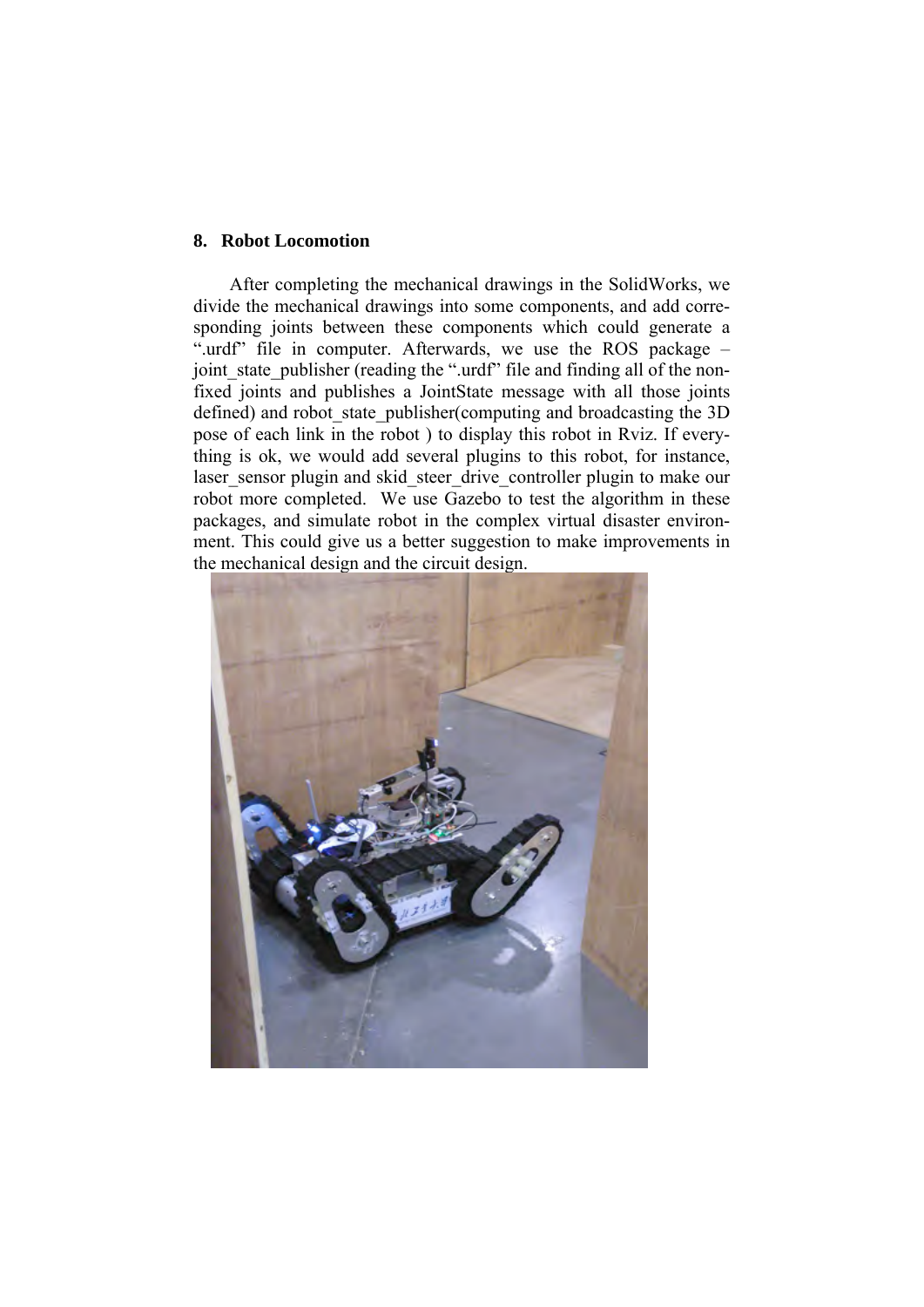## 8. Robot Locomotion

After completing the mechanical drawings in the SolidWorks, we divide the mechanical drawings into some components, and add corresponding joints between these components which could generate a ".urdf" file in computer. Afterwards, we use the ROS package – joint_state_publisher (reading the ".urdf" file and finding all of the non-fixed joints and publishes a JointState message with all those joints defined) and robot_state_publisher(computing and broadcasting the 3D pose of each link in the robot ) to display this robot in Rviz. If everything is ok, we would add several plugins to this robot, for instance, laser_sensor plugin and skid_steer_drive_controller plugin to make our robot more completed. We use Gazebo to test the algorithm in these packages, and simulate robot in the complex virtual disaster environment. This could give us a better suggestion to make improvements in the mechanical design and the circuit design.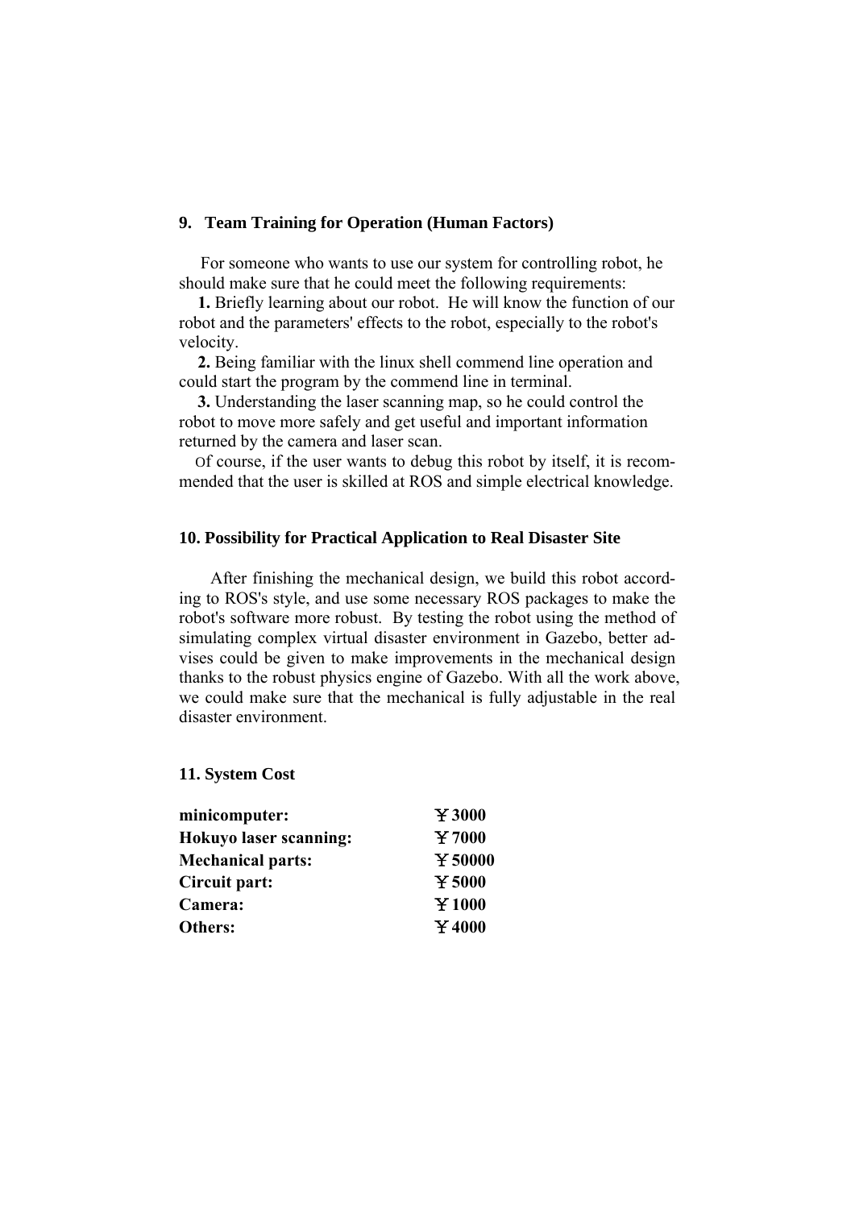## 9. Team Training for Operation (Human Factors)

For someone who wants to use our system for controlling robot, he should make sure that he could meet the following requirements:

**1.** Briefly learning about our robot. He will know the function of our robot and the parameters' effects to the robot, especially to the robot's velocity.

**2.** Being familiar with the linux shell commend line operation and could start the program by the commend line in terminal.

**3.** Understanding the laser scanning map, so he could control the robot to move more safely and get useful and important information returned by the camera and laser scan.

Of course, if the user wants to debug this robot by itself, it is recommended that the user is skilled at ROS and simple electrical knowledge.

## 10. Possibility for Practical Application to Real Disaster Site

After finishing the mechanical design, we build this robot according to ROS's style, and use some necessary ROS packages to make the robot's software more robust. By testing the robot using the method of simulating complex virtual disaster environment in Gazebo, better advises could be given to make improvements in the mechanical design thanks to the robust physics engine of Gazebo. With all the work above, we could make sure that the mechanical is fully adjustable in the real disaster environment.

## 11. System Cost

| | |
|---|---|
| **minicomputer:** | **￥3000** |
| **Hokuyo laser scanning:** | **￥7000** |
| **Mechanical parts:** | **￥50000** |
| **Circuit part:** | **￥5000** |
| **Camera:** | **￥1000** |
| **Others:** | **￥4000** |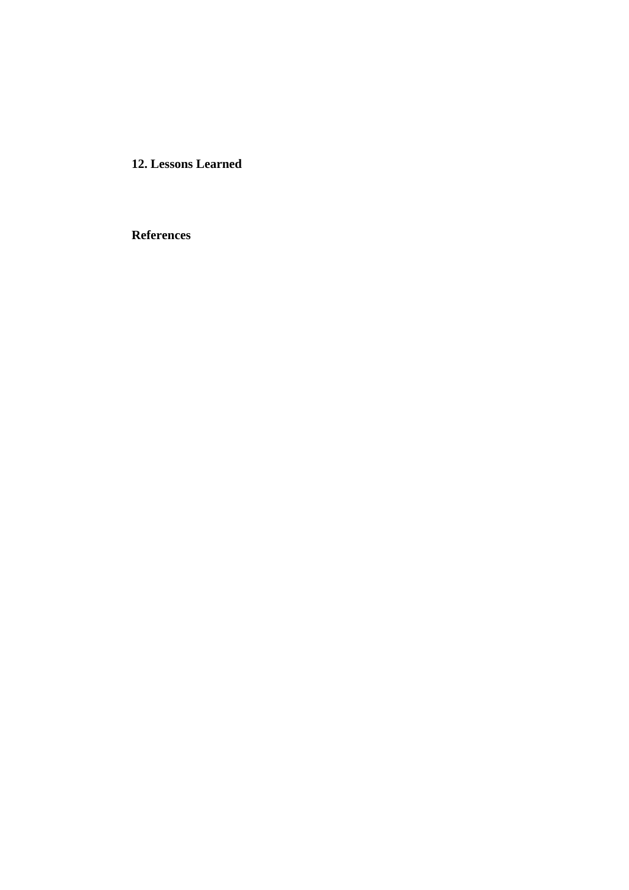## 12. Lessons Learned

## References